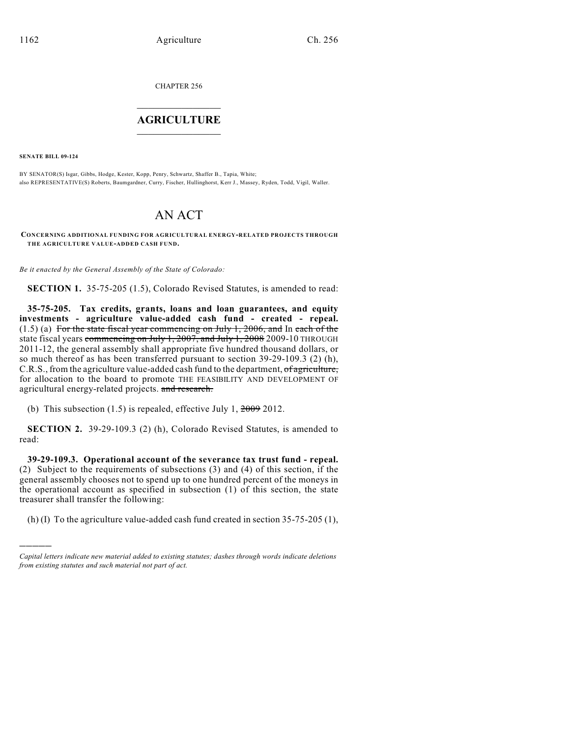CHAPTER 256

# AGRICULTURE

**SENATE BILL 09-124**

BY SENATOR(S) Isgar, Gibbs, Hodge, Kester, Kopp, Penry, Schwartz, Shaffer B., Tapia, White;
also REPRESENTATIVE(S) Roberts, Baumgardner, Curry, Fischer, Hullinghorst, Kerr J., Massey, Ryden, Todd, Vigil, Waller.

# AN ACT

**CONCERNING ADDITIONAL FUNDING FOR AGRICULTURAL ENERGY-RELATED PROJECTS THROUGH THE AGRICULTURE VALUE-ADDED CASH FUND.**

*Be it enacted by the General Assembly of the State of Colorado:*

**SECTION 1.** 35-75-205 (1.5), Colorado Revised Statutes, is amended to read:

**35-75-205. Tax credits, grants, loans and loan guarantees, and equity investments - agriculture value-added cash fund - created - repeal.** (1.5) (a) ~~For the state fiscal year commencing on July 1, 2006, and~~ In ~~each of the~~ state fiscal years ~~commencing on July 1, 2007, and July 1, 2008~~ 2009-10 THROUGH 2011-12, the general assembly shall appropriate five hundred thousand dollars, or so much thereof as has been transferred pursuant to section 39-29-109.3 (2) (h), C.R.S., from the agriculture value-added cash fund to the department, ~~of agriculture,~~ for allocation to the board to promote THE FEASIBILITY AND DEVELOPMENT OF agricultural energy-related projects. ~~and research.~~

(b) This subsection (1.5) is repealed, effective July 1, ~~2009~~ 2012.

**SECTION 2.** 39-29-109.3 (2) (h), Colorado Revised Statutes, is amended to read:

**39-29-109.3. Operational account of the severance tax trust fund - repeal.** (2) Subject to the requirements of subsections (3) and (4) of this section, if the general assembly chooses not to spend up to one hundred percent of the moneys in the operational account as specified in subsection (1) of this section, the state treasurer shall transfer the following:

(h) (I) To the agriculture value-added cash fund created in section 35-75-205 (1),

---

*Capital letters indicate new material added to existing statutes; dashes through words indicate deletions from existing statutes and such material not part of act.*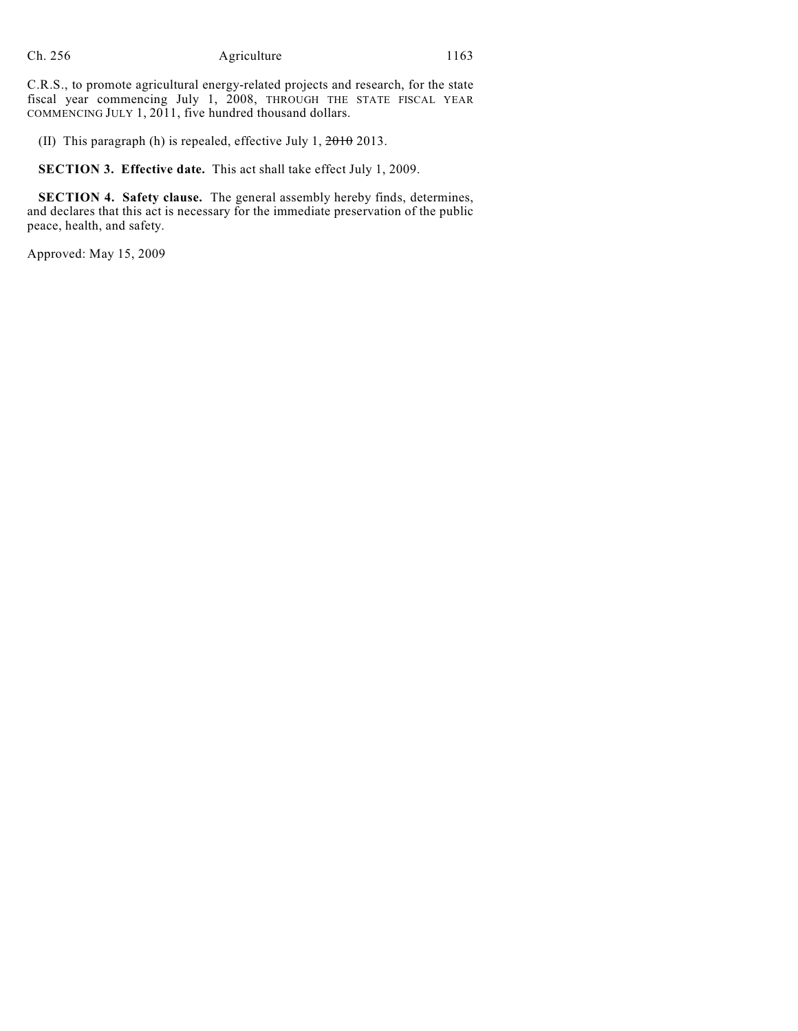C.R.S., to promote agricultural energy-related projects and research, for the state fiscal year commencing July 1, 2008, THROUGH THE STATE FISCAL YEAR COMMENCING JULY 1, 2011, five hundred thousand dollars.

(II) This paragraph (h) is repealed, effective July 1, ~~2010~~ 2013.

**SECTION 3. Effective date.** This act shall take effect July 1, 2009.

**SECTION 4. Safety clause.** The general assembly hereby finds, determines, and declares that this act is necessary for the immediate preservation of the public peace, health, and safety.

Approved: May 15, 2009